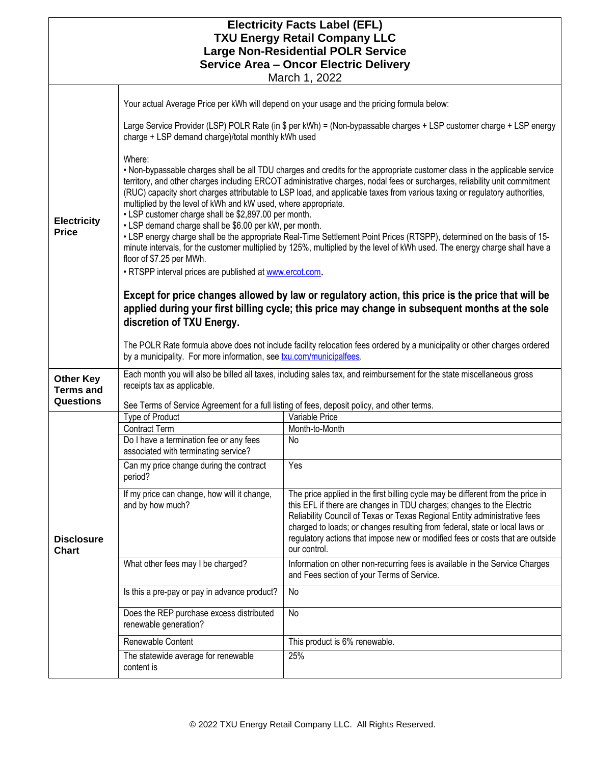# Electricity Facts Label (EFL)
## TXU Energy Retail Company LLC
## Large Non-Residential POLR Service
## Service Area – Oncor Electric Delivery

March 1, 2022

### Electricity Price

Your actual Average Price per kWh will depend on your usage and the pricing formula below:

Large Service Provider (LSP) POLR Rate (in $ per kWh) = (Non-bypassable charges + LSP customer charge + LSP energy charge + LSP demand charge)/total monthly kWh used

Where:

- Non-bypassable charges shall be all TDU charges and credits for the appropriate customer class in the applicable service territory, and other charges including ERCOT administrative charges, nodal fees or surcharges, reliability unit commitment (RUC) capacity short charges attributable to LSP load, and applicable taxes from various taxing or regulatory authorities, multiplied by the level of kWh and kW used, where appropriate.
- LSP customer charge shall be $2,897.00 per month.
- LSP demand charge shall be $6.00 per kW, per month.
- LSP energy charge shall be the appropriate Real-Time Settlement Point Prices (RTSPP), determined on the basis of 15-minute intervals, for the customer multiplied by 125%, multiplied by the level of kWh used. The energy charge shall have a floor of $7.25 per MWh.
- RTSPP interval prices are published at www.ercot.com.

**Except for price changes allowed by law or regulatory action, this price is the price that will be applied during your first billing cycle; this price may change in subsequent months at the sole discretion of TXU Energy.**

The POLR Rate formula above does not include facility relocation fees ordered by a municipality or other charges ordered by a municipality. For more information, see txu.com/municipalfees.

### Other Key Terms and Questions

Each month you will also be billed all taxes, including sales tax, and reimbursement for the state miscellaneous gross receipts tax as applicable.

See Terms of Service Agreement for a full listing of fees, deposit policy, and other terms.

### Disclosure Chart

| Question | Answer |
|---|---|
| Type of Product | Variable Price |
| Contract Term | Month-to-Month |
| Do I have a termination fee or any fees associated with terminating service? | No |
| Can my price change during the contract period? | Yes |
| If my price can change, how will it change, and by how much? | The price applied in the first billing cycle may be different from the price in this EFL if there are changes in TDU charges; changes to the Electric Reliability Council of Texas or Texas Regional Entity administrative fees charged to loads; or changes resulting from federal, state or local laws or regulatory actions that impose new or modified fees or costs that are outside our control. |
| What other fees may I be charged? | Information on other non-recurring fees is available in the Service Charges and Fees section of your Terms of Service. |
| Is this a pre-pay or pay in advance product? | No |
| Does the REP purchase excess distributed renewable generation? | No |
| Renewable Content | This product is 6% renewable. |
| The statewide average for renewable content is | 25% |

© 2022 TXU Energy Retail Company LLC. All Rights Reserved.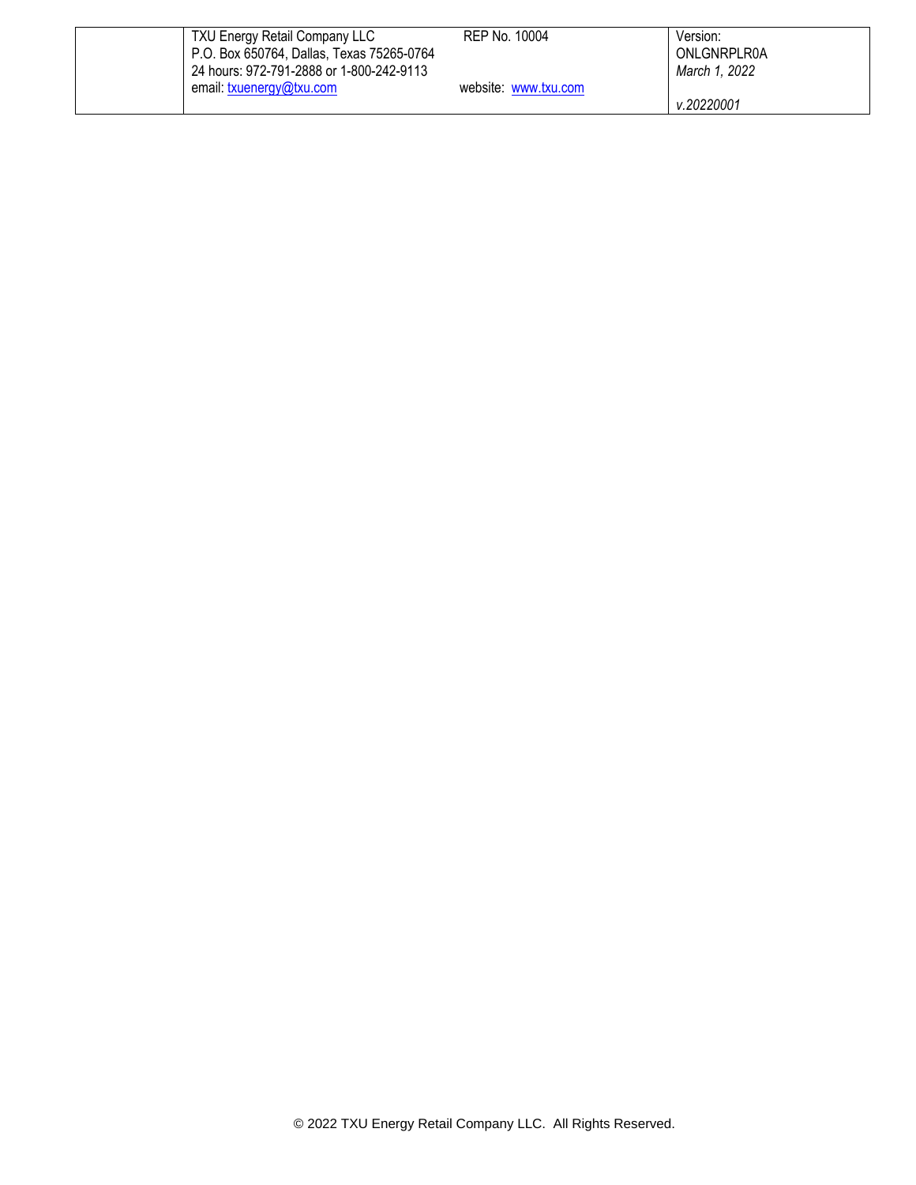| | | | |
|---|---|---|---|
| | TXU Energy Retail Company LLC<br>P.O. Box 650764, Dallas, Texas 75265-0764<br>24 hours: 972-791-2888 or 1-800-242-9113<br>email: txuenergy@txu.com | REP No. 10004<br><br><br>website: www.txu.com | Version:<br>ONLGNRPLR0A<br>*March 1, 2022*<br><br>*v.20220001* |

© 2022 TXU Energy Retail Company LLC. All Rights Reserved.